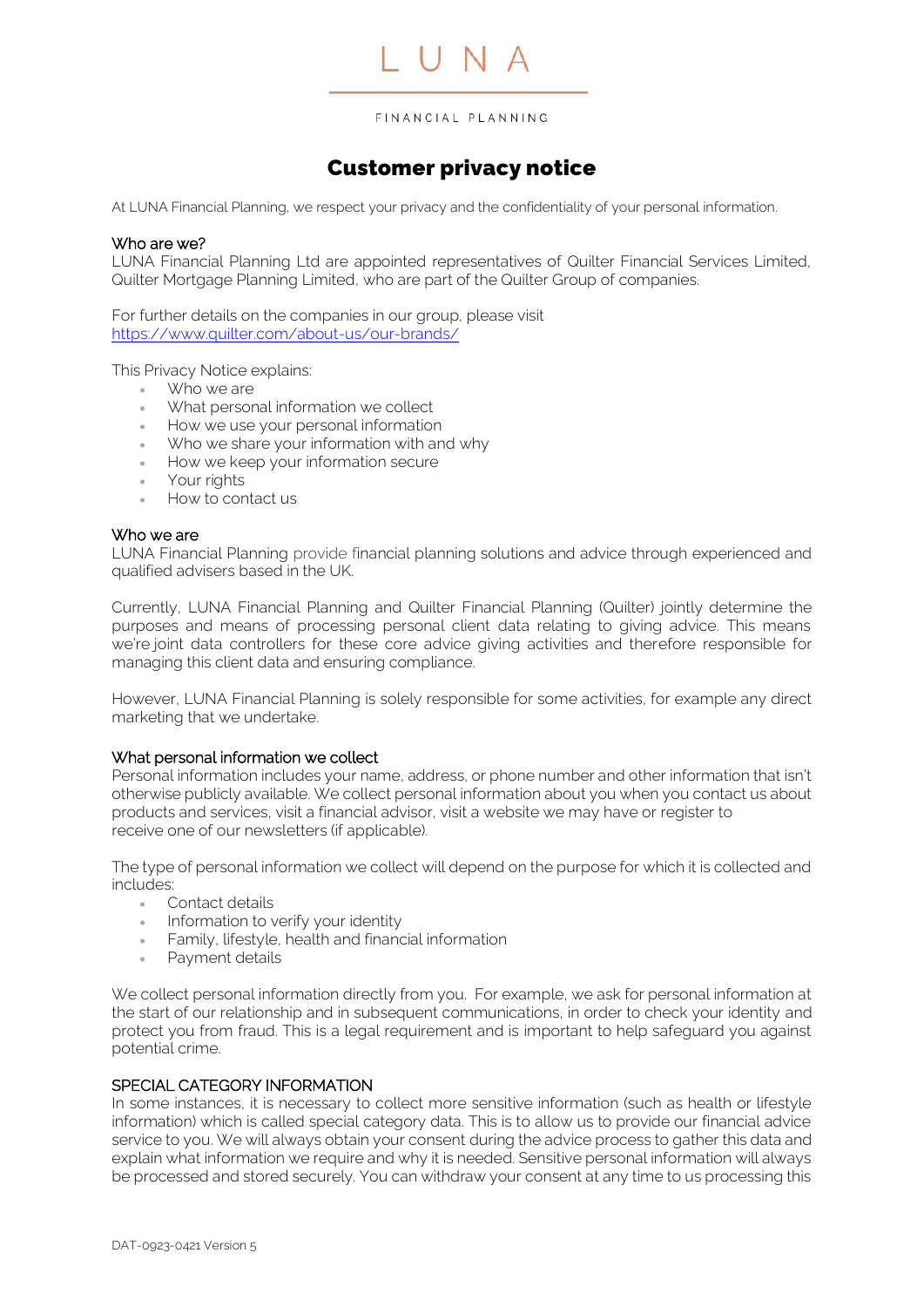L U N A

FINANCIAL PLANNING

# Customer privacy notice

At LUNA Financial Planning, we respect your privacy and the confidentiality of your personal information.

## Who are we?

LUNA Financial Planning Ltd are appointed representatives of Quilter Financial Services Limited, Quilter Mortgage Planning Limited, who are part of the Quilter Group of companies.

For further details on the companies in our group, please visit
https://www.quilter.com/about-us/our-brands/

This Privacy Notice explains:

- Who we are
- What personal information we collect
- How we use your personal information
- Who we share your information with and why
- How we keep your information secure
- Your rights
- How to contact us

## Who we are

LUNA Financial Planning provide financial planning solutions and advice through experienced and qualified advisers based in the UK.

Currently, LUNA Financial Planning and Quilter Financial Planning (Quilter) jointly determine the purposes and means of processing personal client data relating to giving advice. This means we're joint data controllers for these core advice giving activities and therefore responsible for managing this client data and ensuring compliance.

However, LUNA Financial Planning is solely responsible for some activities, for example any direct marketing that we undertake.

## What personal information we collect

Personal information includes your name, address, or phone number and other information that isn't otherwise publicly available. We collect personal information about you when you contact us about products and services, visit a financial advisor, visit a website we may have or register to receive one of our newsletters (if applicable).

The type of personal information we collect will depend on the purpose for which it is collected and includes:

- Contact details
- Information to verify your identity
- Family, lifestyle, health and financial information
- Payment details

We collect personal information directly from you. For example, we ask for personal information at the start of our relationship and in subsequent communications, in order to check your identity and protect you from fraud. This is a legal requirement and is important to help safeguard you against potential crime.

## SPECIAL CATEGORY INFORMATION

In some instances, it is necessary to collect more sensitive information (such as health or lifestyle information) which is called special category data. This is to allow us to provide our financial advice service to you. We will always obtain your consent during the advice process to gather this data and explain what information we require and why it is needed. Sensitive personal information will always be processed and stored securely. You can withdraw your consent at any time to us processing this

DAT-0923-0421 Version 5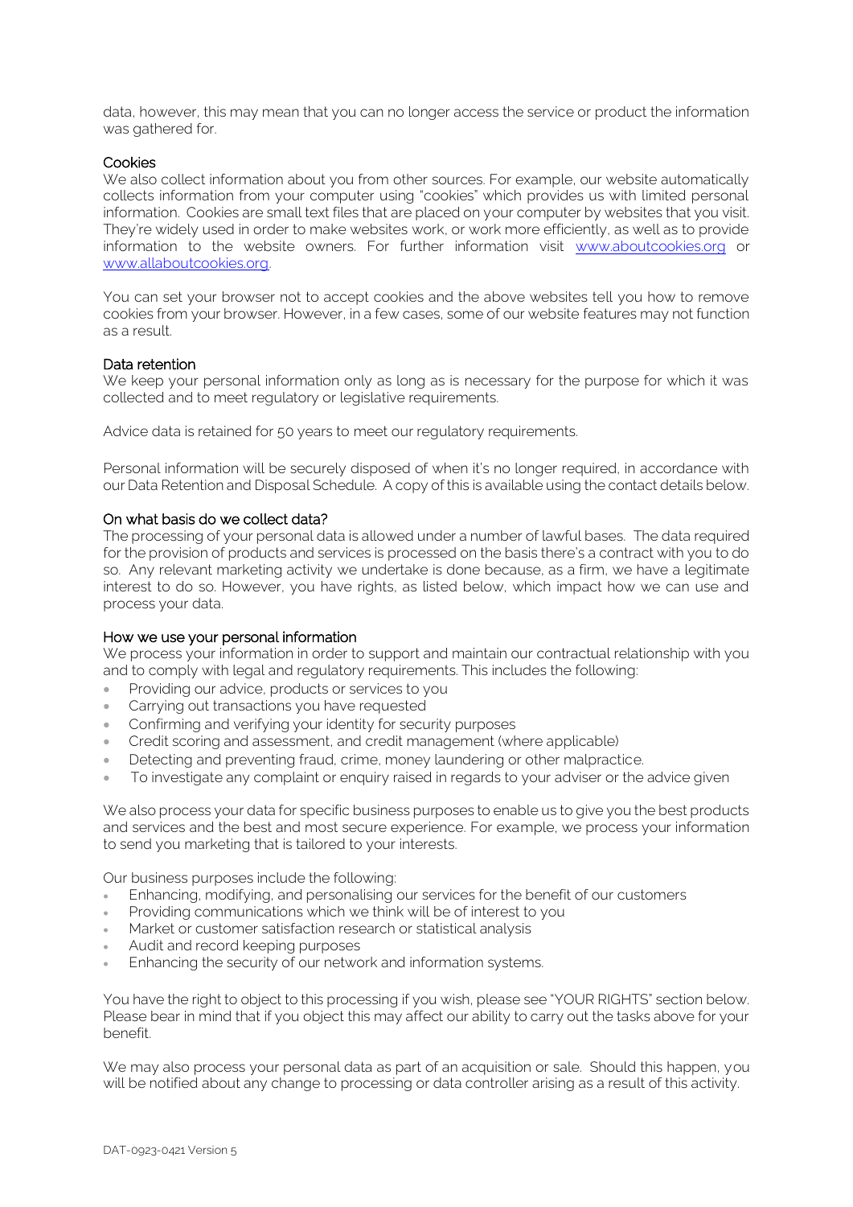data, however, this may mean that you can no longer access the service or product the information was gathered for.

## Cookies

We also collect information about you from other sources. For example, our website automatically collects information from your computer using "cookies" which provides us with limited personal information. Cookies are small text files that are placed on your computer by websites that you visit. They're widely used in order to make websites work, or work more efficiently, as well as to provide information to the website owners. For further information visit [www.aboutcookies.org](http://www.aboutcookies.org) or [www.allaboutcookies.org](http://www.allaboutcookies.org).

You can set your browser not to accept cookies and the above websites tell you how to remove cookies from your browser. However, in a few cases, some of our website features may not function as a result.

## Data retention

We keep your personal information only as long as is necessary for the purpose for which it was collected and to meet regulatory or legislative requirements.

Advice data is retained for 50 years to meet our regulatory requirements.

Personal information will be securely disposed of when it's no longer required, in accordance with our Data Retention and Disposal Schedule. A copy of this is available using the contact details below.

## On what basis do we collect data?

The processing of your personal data is allowed under a number of lawful bases. The data required for the provision of products and services is processed on the basis there's a contract with you to do so. Any relevant marketing activity we undertake is done because, as a firm, we have a legitimate interest to do so. However, you have rights, as listed below, which impact how we can use and process your data.

## How we use your personal information

We process your information in order to support and maintain our contractual relationship with you and to comply with legal and regulatory requirements. This includes the following:

- Providing our advice, products or services to you
- Carrying out transactions you have requested
- Confirming and verifying your identity for security purposes
- Credit scoring and assessment, and credit management (where applicable)
- Detecting and preventing fraud, crime, money laundering or other malpractice.
- To investigate any complaint or enquiry raised in regards to your adviser or the advice given

We also process your data for specific business purposes to enable us to give you the best products and services and the best and most secure experience. For example, we process your information to send you marketing that is tailored to your interests.

Our business purposes include the following:

- Enhancing, modifying, and personalising our services for the benefit of our customers
- Providing communications which we think will be of interest to you
- Market or customer satisfaction research or statistical analysis
- Audit and record keeping purposes
- Enhancing the security of our network and information systems.

You have the right to object to this processing if you wish, please see "YOUR RIGHTS" section below. Please bear in mind that if you object this may affect our ability to carry out the tasks above for your benefit.

We may also process your personal data as part of an acquisition or sale. Should this happen, you will be notified about any change to processing or data controller arising as a result of this activity.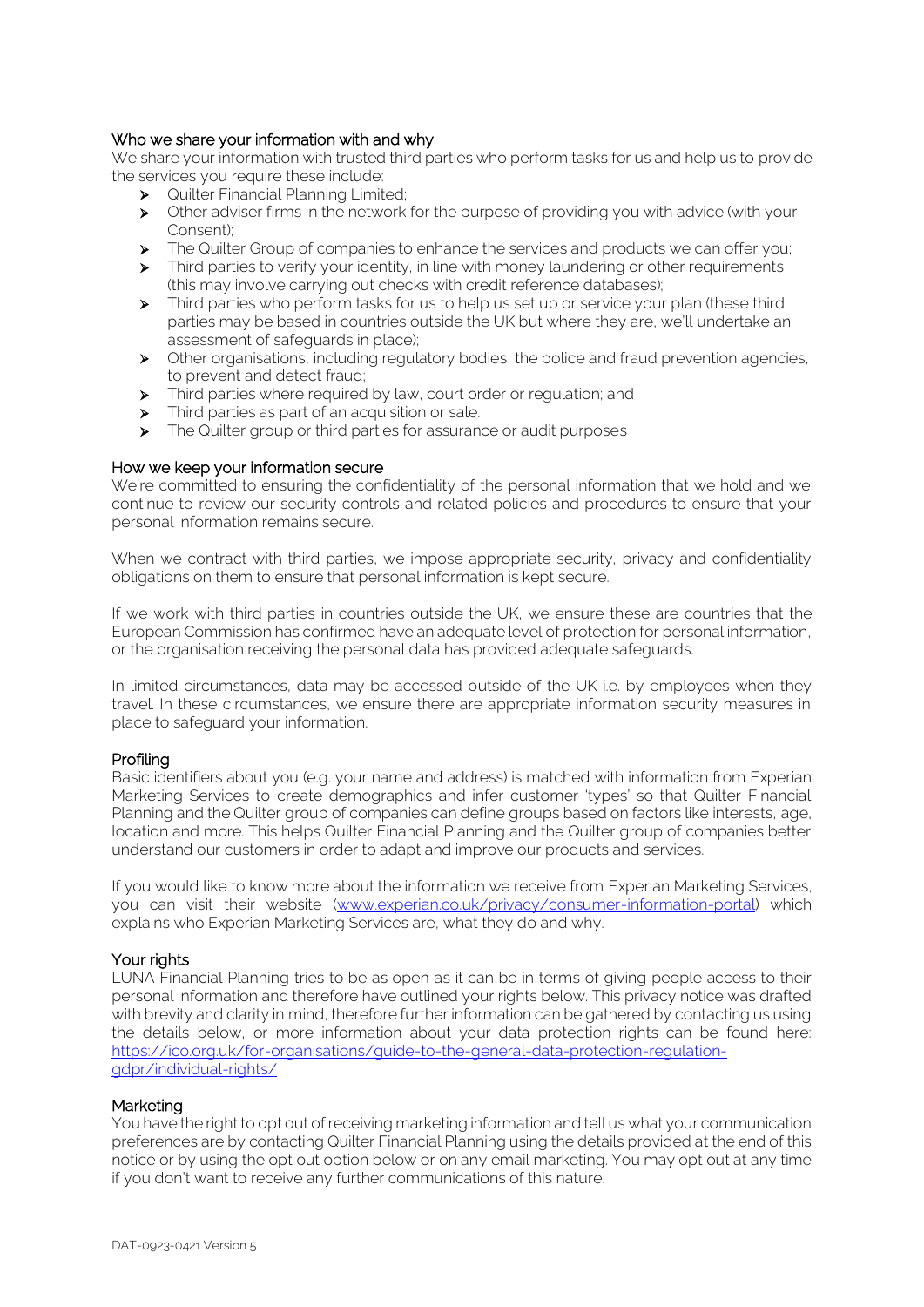## Who we share your information with and why

We share your information with trusted third parties who perform tasks for us and help us to provide the services you require these include:

- Quilter Financial Planning Limited;
- Other adviser firms in the network for the purpose of providing you with advice (with your Consent);
- The Quilter Group of companies to enhance the services and products we can offer you;
- Third parties to verify your identity, in line with money laundering or other requirements (this may involve carrying out checks with credit reference databases);
- Third parties who perform tasks for us to help us set up or service your plan (these third parties may be based in countries outside the UK but where they are, we'll undertake an assessment of safeguards in place);
- Other organisations, including regulatory bodies, the police and fraud prevention agencies, to prevent and detect fraud;
- Third parties where required by law, court order or regulation; and
- Third parties as part of an acquisition or sale.
- The Quilter group or third parties for assurance or audit purposes

## How we keep your information secure

We're committed to ensuring the confidentiality of the personal information that we hold and we continue to review our security controls and related policies and procedures to ensure that your personal information remains secure.

When we contract with third parties, we impose appropriate security, privacy and confidentiality obligations on them to ensure that personal information is kept secure.

If we work with third parties in countries outside the UK, we ensure these are countries that the European Commission has confirmed have an adequate level of protection for personal information, or the organisation receiving the personal data has provided adequate safeguards.

In limited circumstances, data may be accessed outside of the UK i.e. by employees when they travel. In these circumstances, we ensure there are appropriate information security measures in place to safeguard your information.

## Profiling

Basic identifiers about you (e.g. your name and address) is matched with information from Experian Marketing Services to create demographics and infer customer 'types' so that Quilter Financial Planning and the Quilter group of companies can define groups based on factors like interests, age, location and more. This helps Quilter Financial Planning and the Quilter group of companies better understand our customers in order to adapt and improve our products and services.

If you would like to know more about the information we receive from Experian Marketing Services, you can visit their website ([www.experian.co.uk/privacy/consumer-information-portal](www.experian.co.uk/privacy/consumer-information-portal)) which explains who Experian Marketing Services are, what they do and why.

## Your rights

LUNA Financial Planning tries to be as open as it can be in terms of giving people access to their personal information and therefore have outlined your rights below. This privacy notice was drafted with brevity and clarity in mind, therefore further information can be gathered by contacting us using the details below, or more information about your data protection rights can be found here: [https://ico.org.uk/for-organisations/guide-to-the-general-data-protection-regulation-gdpr/individual-rights/](https://ico.org.uk/for-organisations/guide-to-the-general-data-protection-regulation-gdpr/individual-rights/)

## Marketing

You have the right to opt out of receiving marketing information and tell us what your communication preferences are by contacting Quilter Financial Planning using the details provided at the end of this notice or by using the opt out option below or on any email marketing. You may opt out at any time if you don't want to receive any further communications of this nature.

DAT-0923-0421 Version 5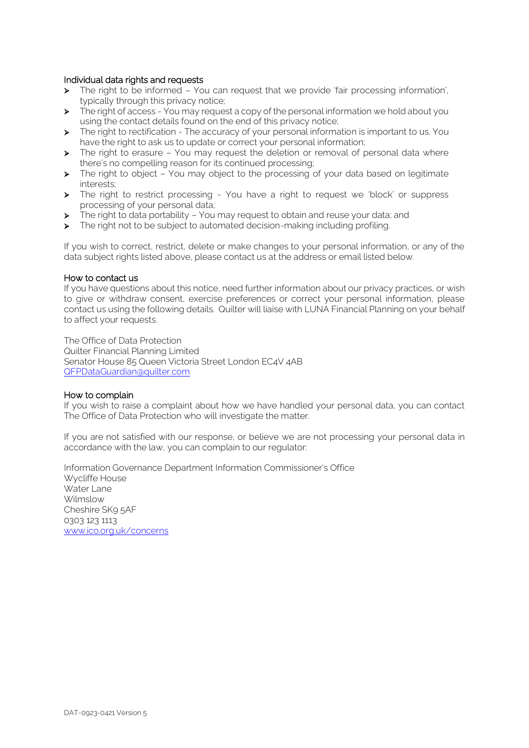## Individual data rights and requests

- The right to be informed – You can request that we provide 'fair processing information', typically through this privacy notice;
- The right of access - You may request a copy of the personal information we hold about you using the contact details found on the end of this privacy notice;
- The right to rectification - The accuracy of your personal information is important to us. You have the right to ask us to update or correct your personal information;
- The right to erasure – You may request the deletion or removal of personal data where there's no compelling reason for its continued processing;
- The right to object – You may object to the processing of your data based on legitimate interests;
- The right to restrict processing - You have a right to request we 'block' or suppress processing of your personal data;
- The right to data portability – You may request to obtain and reuse your data; and
- The right not to be subject to automated decision-making including profiling.

If you wish to correct, restrict, delete or make changes to your personal information, or any of the data subject rights listed above, please contact us at the address or email listed below.

## How to contact us

If you have questions about this notice, need further information about our privacy practices, or wish to give or withdraw consent, exercise preferences or correct your personal information, please contact us using the following details. Quilter will liaise with LUNA Financial Planning on your behalf to affect your requests.

The Office of Data Protection
Quilter Financial Planning Limited
Senator House 85 Queen Victoria Street London EC4V 4AB
QFPDataGuardian@quilter.com

## How to complain

If you wish to raise a complaint about how we have handled your personal data, you can contact The Office of Data Protection who will investigate the matter.

If you are not satisfied with our response, or believe we are not processing your personal data in accordance with the law, you can complain to our regulator:

Information Governance Department Information Commissioner's Office
Wycliffe House
Water Lane
Wilmslow
Cheshire SK9 5AF
0303 123 1113
www.ico.org.uk/concerns

DAT-0923-0421 Version 5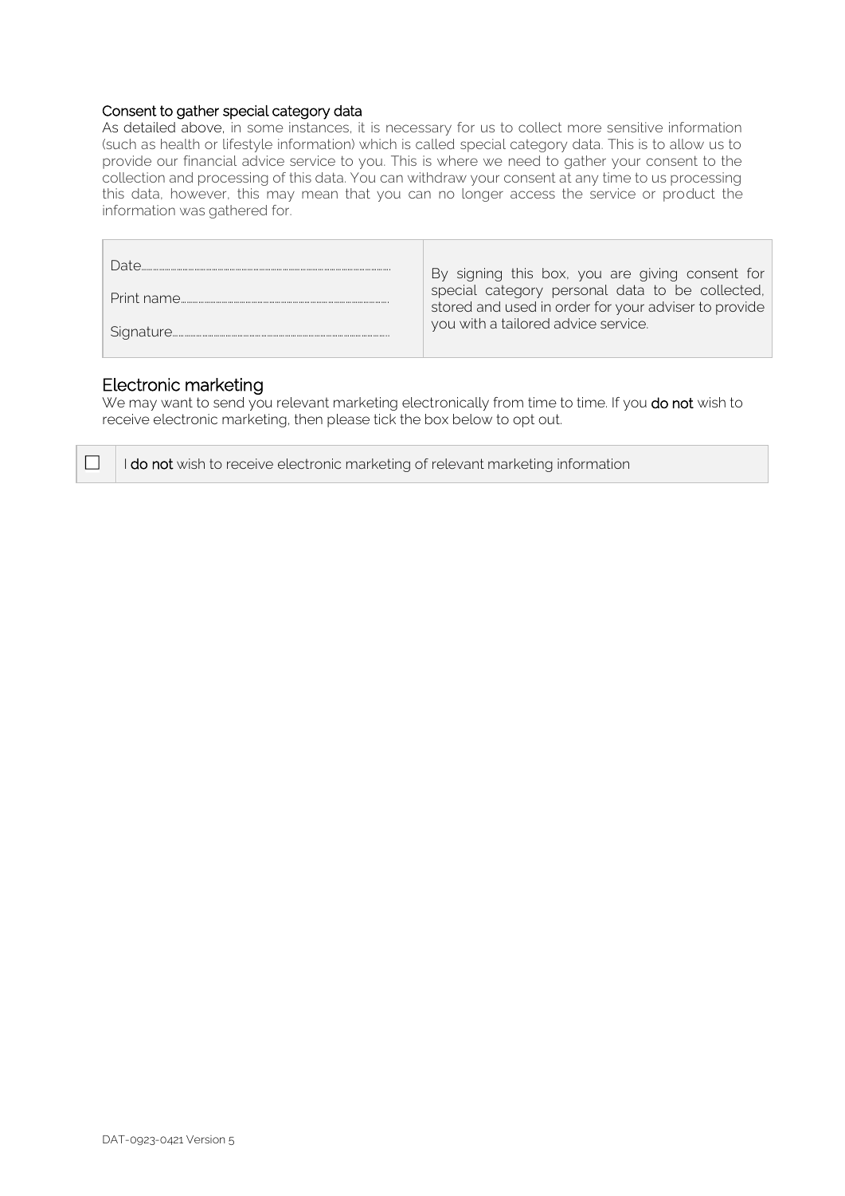**Consent to gather special category data**

As detailed above, in some instances, it is necessary for us to collect more sensitive information (such as health or lifestyle information) which is called special category data. This is to allow us to provide our financial advice service to you. This is where we need to gather your consent to the collection and processing of this data. You can withdraw your consent at any time to us processing this data, however, this may mean that you can no longer access the service or product the information was gathered for.

| | |
|---|---|
| Date.......................................................................<br>Print name..............................................................<br>Signature................................................................ | By signing this box, you are giving consent for special category personal data to be collected, stored and used in order for your adviser to provide you with a tailored advice service. |

## Electronic marketing

We may want to send you relevant marketing electronically from time to time. If you **do not** wish to receive electronic marketing, then please tick the box below to opt out.

| | |
|---|---|
| ☐ | I **do not** wish to receive electronic marketing of relevant marketing information |

DAT-0923-0421 Version 5